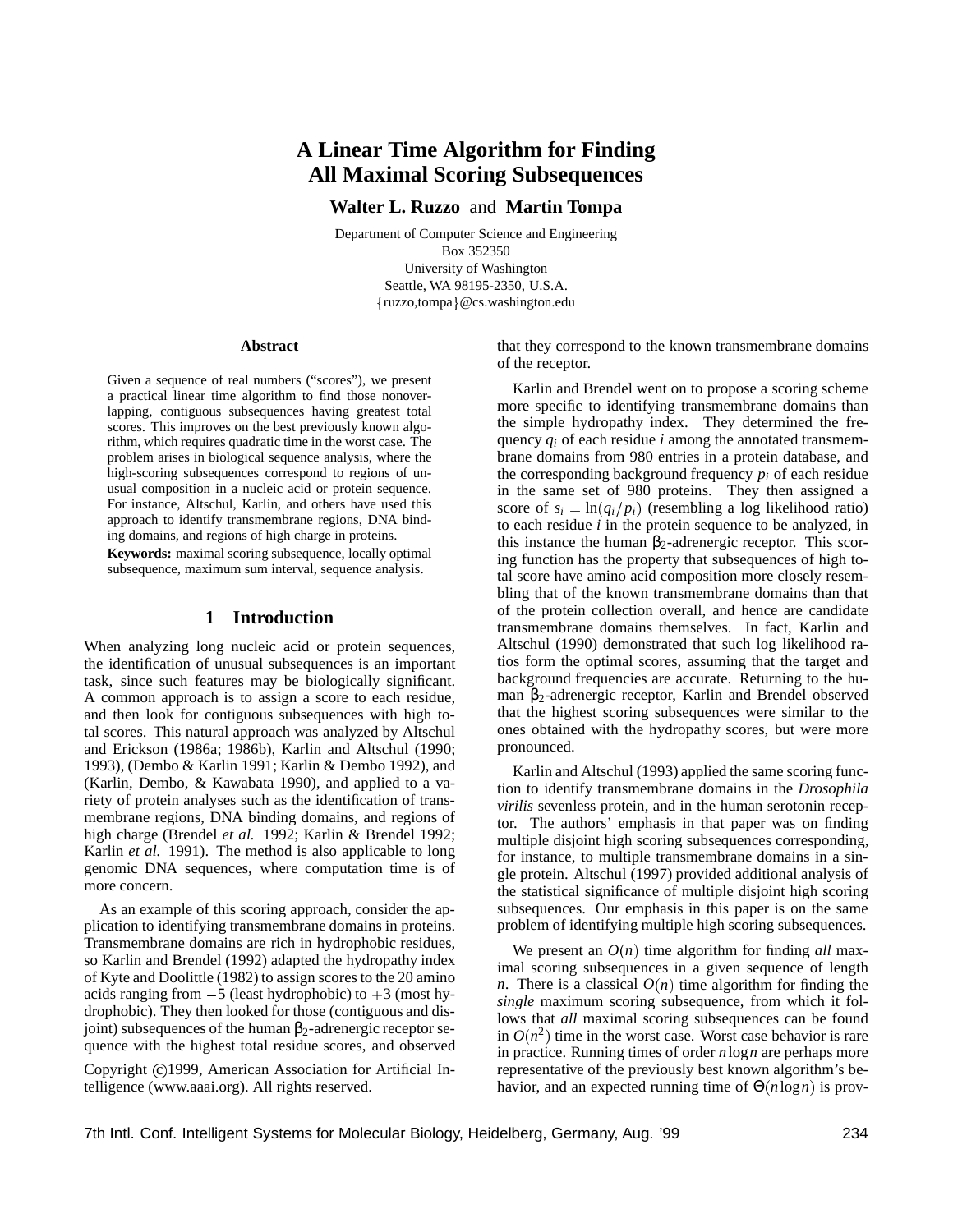# A Linear Time Algorithm for Finding All Maximal Scoring Subsequences

**Walter L. Ruzzo** and **Martin Tompa**

Department of Computer Science and Engineering
Box 352350
University of Washington
Seattle, WA 98195-2350, U.S.A.
{ruzzo,tompa}@cs.washington.edu

### Abstract

Given a sequence of real numbers ("scores"), we present a practical linear time algorithm to find those nonoverlapping, contiguous subsequences having greatest total scores. This improves on the best previously known algorithm, which requires quadratic time in the worst case. The problem arises in biological sequence analysis, where the high-scoring subsequences correspond to regions of unusual composition in a nucleic acid or protein sequence. For instance, Altschul, Karlin, and others have used this approach to identify transmembrane regions, DNA binding domains, and regions of high charge in proteins.

**Keywords:** maximal scoring subsequence, locally optimal subsequence, maximum sum interval, sequence analysis.

## 1 Introduction

When analyzing long nucleic acid or protein sequences, the identification of unusual subsequences is an important task, since such features may be biologically significant. A common approach is to assign a score to each residue, and then look for contiguous subsequences with high total scores. This natural approach was analyzed by Altschul and Erickson (1986a; 1986b), Karlin and Altschul (1990; 1993), (Dembo & Karlin 1991; Karlin & Dembo 1992), and (Karlin, Dembo, & Kawabata 1990), and applied to a variety of protein analyses such as the identification of transmembrane regions, DNA binding domains, and regions of high charge (Brendel *et al.* 1992; Karlin & Brendel 1992; Karlin *et al.* 1991). The method is also applicable to long genomic DNA sequences, where computation time is of more concern.

As an example of this scoring approach, consider the application to identifying transmembrane domains in proteins. Transmembrane domains are rich in hydrophobic residues, so Karlin and Brendel (1992) adapted the hydropathy index of Kyte and Doolittle (1982) to assign scores to the 20 amino acids ranging from $-5$ (least hydrophobic) to $+3$ (most hydrophobic). They then looked for those (contiguous and disjoint) subsequences of the human $\beta_2$-adrenergic receptor sequence with the highest total residue scores, and observed that they correspond to the known transmembrane domains of the receptor.

Copyright ©1999, American Association for Artificial Intelligence (www.aaai.org). All rights reserved.

Karlin and Brendel went on to propose a scoring scheme more specific to identifying transmembrane domains than the simple hydropathy index. They determined the frequency $q_i$ of each residue $i$ among the annotated transmembrane domains from 980 entries in a protein database, and the corresponding background frequency $p_i$ of each residue in the same set of 980 proteins. They then assigned a score of $s_i = \ln(q_i/p_i)$ (resembling a log likelihood ratio) to each residue $i$ in the protein sequence to be analyzed, in this instance the human $\beta_2$-adrenergic receptor. This scoring function has the property that subsequences of high total score have amino acid composition more closely resembling that of the known transmembrane domains than that of the protein collection overall, and hence are candidate transmembrane domains themselves. In fact, Karlin and Altschul (1990) demonstrated that such log likelihood ratios form the optimal scores, assuming that the target and background frequencies are accurate. Returning to the human $\beta_2$-adrenergic receptor, Karlin and Brendel observed that the highest scoring subsequences were similar to the ones obtained with the hydropathy scores, but were more pronounced.

Karlin and Altschul (1993) applied the same scoring function to identify transmembrane domains in the *Drosophila virilis* sevenless protein, and in the human serotonin receptor. The authors' emphasis in that paper was on finding multiple disjoint high scoring subsequences corresponding, for instance, to multiple transmembrane domains in a single protein. Altschul (1997) provided additional analysis of the statistical significance of multiple disjoint high scoring subsequences. Our emphasis in this paper is on the same problem of identifying multiple high scoring subsequences.

We present an $O(n)$ time algorithm for finding *all* maximal scoring subsequences in a given sequence of length $n$. There is a classical $O(n)$ time algorithm for finding the *single* maximum scoring subsequence, from which it follows that *all* maximal scoring subsequences can be found in $O(n^2)$ time in the worst case. Worst case behavior is rare in practice. Running times of order $n \log n$ are perhaps more representative of the previously best known algorithm's behavior, and an expected running time of $\Theta(n \log n)$ is prov-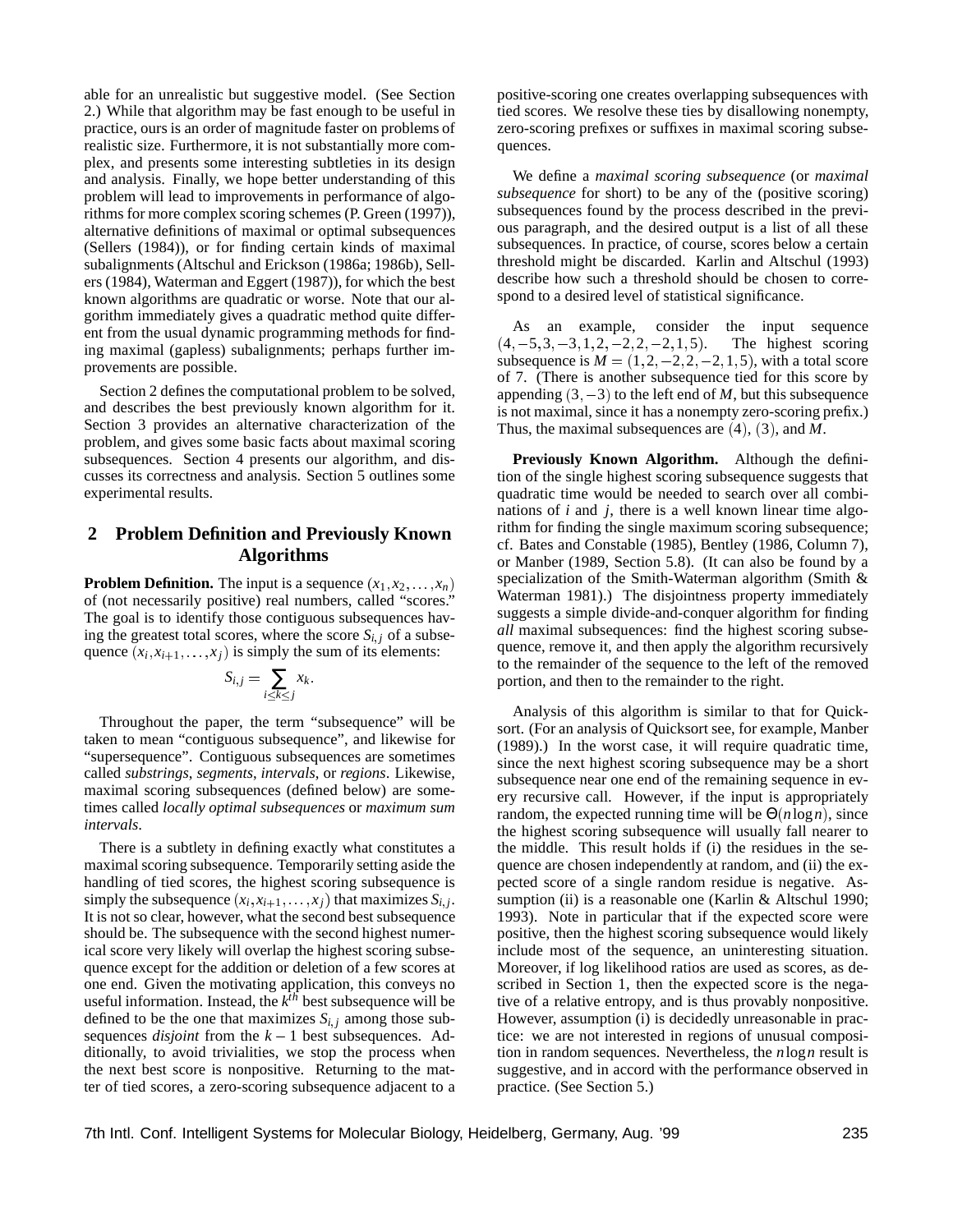able for an unrealistic but suggestive model. (See Section 2.) While that algorithm may be fast enough to be useful in practice, ours is an order of magnitude faster on problems of realistic size. Furthermore, it is not substantially more complex, and presents some interesting subtleties in its design and analysis. Finally, we hope better understanding of this problem will lead to improvements in performance of algorithms for more complex scoring schemes (P. Green (1997)), alternative definitions of maximal or optimal subsequences (Sellers (1984)), or for finding certain kinds of maximal subalignments (Altschul and Erickson (1986a; 1986b), Sellers (1984), Waterman and Eggert (1987)), for which the best known algorithms are quadratic or worse. Note that our algorithm immediately gives a quadratic method quite different from the usual dynamic programming methods for finding maximal (gapless) subalignments; perhaps further improvements are possible.

Section 2 defines the computational problem to be solved, and describes the best previously known algorithm for it. Section 3 provides an alternative characterization of the problem, and gives some basic facts about maximal scoring subsequences. Section 4 presents our algorithm, and discusses its correctness and analysis. Section 5 outlines some experimental results.

## 2 Problem Definition and Previously Known Algorithms

**Problem Definition.** The input is a sequence $(x_1, x_2, \ldots, x_n)$ of (not necessarily positive) real numbers, called "scores." The goal is to identify those contiguous subsequences having the greatest total scores, where the score $S_{i,j}$ of a subsequence $(x_i, x_{i+1}, \ldots, x_j)$ is simply the sum of its elements:

$$S_{i,j} = \sum_{i \le k \le j} x_k.$$

Throughout the paper, the term "subsequence" will be taken to mean "contiguous subsequence", and likewise for "supersequence". Contiguous subsequences are sometimes called *substrings*, *segments*, *intervals*, or *regions*. Likewise, maximal scoring subsequences (defined below) are sometimes called *locally optimal subsequences* or *maximum sum intervals*.

There is a subtlety in defining exactly what constitutes a maximal scoring subsequence. Temporarily setting aside the handling of tied scores, the highest scoring subsequence is simply the subsequence $(x_i, x_{i+1}, \ldots, x_j)$ that maximizes $S_{i,j}$. It is not so clear, however, what the second best subsequence should be. The subsequence with the second highest numerical score very likely will overlap the highest scoring subsequence except for the addition or deletion of a few scores at one end. Given the motivating application, this conveys no useful information. Instead, the $k^{th}$ best subsequence will be defined to be the one that maximizes $S_{i,j}$ among those subsequences *disjoint* from the $k-1$ best subsequences. Additionally, to avoid trivialities, we stop the process when the next best score is nonpositive. Returning to the matter of tied scores, a zero-scoring subsequence adjacent to a positive-scoring one creates overlapping subsequences with tied scores. We resolve these ties by disallowing nonempty, zero-scoring prefixes or suffixes in maximal scoring subsequences.

We define a *maximal scoring subsequence* (or *maximal subsequence* for short) to be any of the (positive scoring) subsequences found by the process described in the previous paragraph, and the desired output is a list of all these subsequences. In practice, of course, scores below a certain threshold might be discarded. Karlin and Altschul (1993) describe how such a threshold should be chosen to correspond to a desired level of statistical significance.

As an example, consider the input sequence $(4, -5, 3, -3, 1, 2, -2, 2, -2, 1, 5)$. The highest scoring subsequence is $M = (1, 2, -2, 2, -2, 1, 5)$, with a total score of 7. (There is another subsequence tied for this score by appending $(3, -3)$ to the left end of $M$, but this subsequence is not maximal, since it has a nonempty zero-scoring prefix.) Thus, the maximal subsequences are $(4)$, $(3)$, and $M$.

**Previously Known Algorithm.** Although the definition of the single highest scoring subsequence suggests that quadratic time would be needed to search over all combinations of $i$ and $j$, there is a well known linear time algorithm for finding the single maximum scoring subsequence; cf. Bates and Constable (1985), Bentley (1986, Column 7), or Manber (1989, Section 5.8). (It can also be found by a specialization of the Smith-Waterman algorithm (Smith & Waterman 1981).) The disjointness property immediately suggests a simple divide-and-conquer algorithm for finding *all* maximal subsequences: find the highest scoring subsequence, remove it, and then apply the algorithm recursively to the remainder of the sequence to the left of the removed portion, and then to the remainder to the right.

Analysis of this algorithm is similar to that for Quicksort. (For an analysis of Quicksort see, for example, Manber (1989).) In the worst case, it will require quadratic time, since the next highest scoring subsequence may be a short subsequence near one end of the remaining sequence in every recursive call. However, if the input is appropriately random, the expected running time will be $\Theta(n \log n)$, since the highest scoring subsequence will usually fall nearer to the middle. This result holds if (i) the residues in the sequence are chosen independently at random, and (ii) the expected score of a single random residue is negative. Assumption (ii) is a reasonable one (Karlin & Altschul 1990; 1993). Note in particular that if the expected score were positive, then the highest scoring subsequence would likely include most of the sequence, an uninteresting situation. Moreover, if log likelihood ratios are used as scores, as described in Section 1, then the expected score is the negative of a relative entropy, and is thus provably nonpositive. However, assumption (i) is decidedly unreasonable in practice: we are not interested in regions of unusual composition in random sequences. Nevertheless, the $n \log n$ result is suggestive, and in accord with the performance observed in practice. (See Section 5.)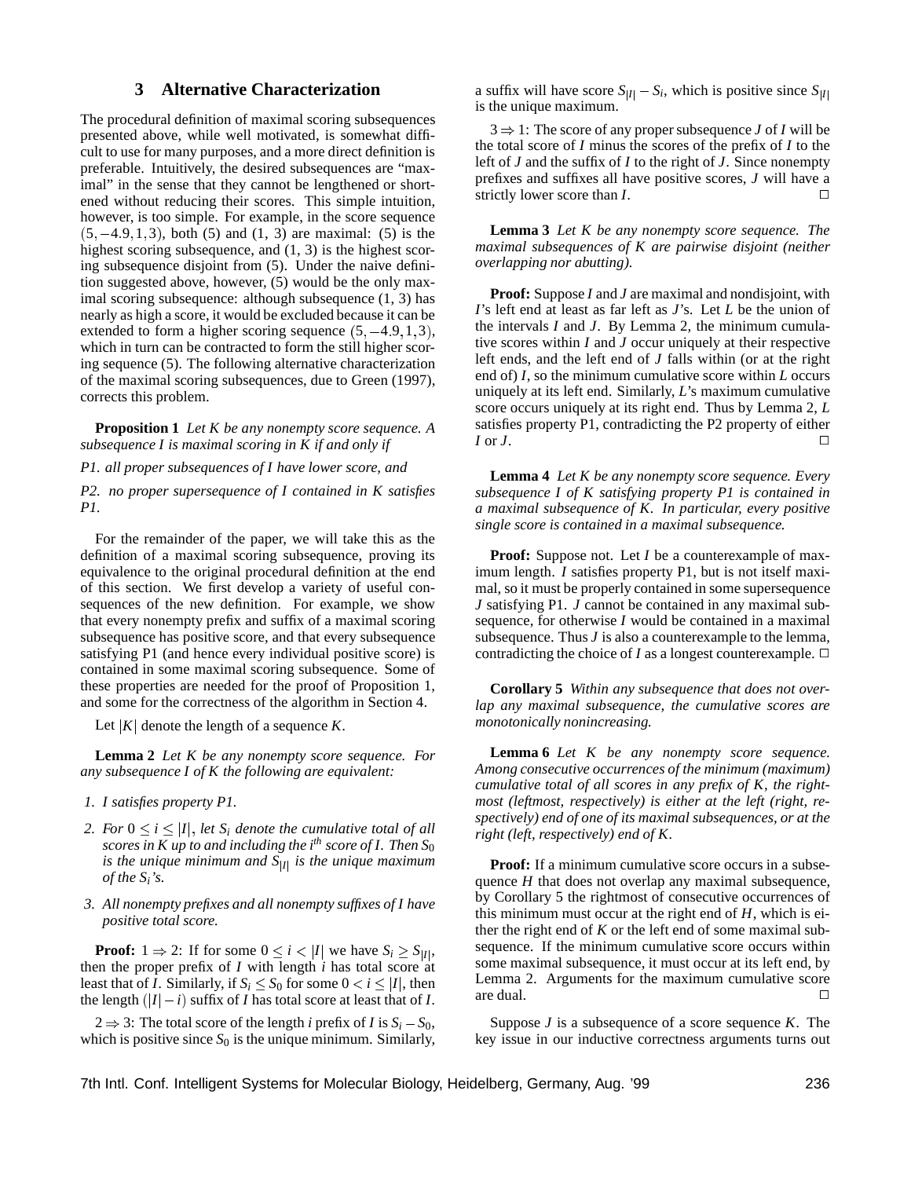## 3 Alternative Characterization

The procedural definition of maximal scoring subsequences presented above, while well motivated, is somewhat difficult to use for many purposes, and a more direct definition is preferable. Intuitively, the desired subsequences are "maximal" in the sense that they cannot be lengthened or shortened without reducing their scores. This simple intuition, however, is too simple. For example, in the score sequence $(5, -4.9, 1, 3)$, both (5) and (1, 3) are maximal: (5) is the highest scoring subsequence, and (1, 3) is the highest scoring subsequence disjoint from (5). Under the naive definition suggested above, however, (5) would be the only maximal scoring subsequence: although subsequence (1, 3) has nearly as high a score, it would be excluded because it can be extended to form a higher scoring sequence $(5, -4.9, 1, 3)$, which in turn can be contracted to form the still higher scoring sequence (5). The following alternative characterization of the maximal scoring subsequences, due to Green (1997), corrects this problem.

**Proposition 1** *Let $K$ be any nonempty score sequence. A subsequence $I$ is maximal scoring in $K$ if and only if*

*P1. all proper subsequences of $I$ have lower score, and*

*P2. no proper supersequence of $I$ contained in $K$ satisfies P1.*

For the remainder of the paper, we will take this as the definition of a maximal scoring subsequence, proving its equivalence to the original procedural definition at the end of this section. We first develop a variety of useful consequences of the new definition. For example, we show that every nonempty prefix and suffix of a maximal scoring subsequence has positive score, and that every subsequence satisfying P1 (and hence every individual positive score) is contained in some maximal scoring subsequence. Some of these properties are needed for the proof of Proposition 1, and some for the correctness of the algorithm in Section 4.

Let $|K|$ denote the length of a sequence $K$.

**Lemma 2** *Let $K$ be any nonempty score sequence. For any subsequence $I$ of $K$ the following are equivalent:*

1. *$I$ satisfies property P1.*
2. *For $0 \le i \le |I|$, let $S_i$ denote the cumulative total of all scores in $K$ up to and including the $i^{th}$ score of $I$. Then $S_0$ is the unique minimum and $S_{|I|}$ is the unique maximum of the $S_i$'s.*
3. *All nonempty prefixes and all nonempty suffixes of $I$ have positive total score.*

**Proof:** $1 \Rightarrow 2$: If for some $0 \le i < |I|$ we have $S_i \ge S_{|I|}$, then the proper prefix of $I$ with length $i$ has total score at least that of $I$. Similarly, if $S_i \le S_0$ for some $0 < i \le |I|$, then the length $(|I| - i)$ suffix of $I$ has total score at least that of $I$.

$2 \Rightarrow 3$: The total score of the length $i$ prefix of $I$ is $S_i - S_0$, which is positive since $S_0$ is the unique minimum. Similarly, a suffix will have score $S_{|I|} - S_i$, which is positive since $S_{|I|}$ is the unique maximum.

$3 \Rightarrow 1$: The score of any proper subsequence $J$ of $I$ will be the total score of $I$ minus the scores of the prefix of $I$ to the left of $J$ and the suffix of $I$ to the right of $J$. Since nonempty prefixes and suffixes all have positive scores, $J$ will have a strictly lower score than $I$. □

**Lemma 3** *Let $K$ be any nonempty score sequence. The maximal subsequences of $K$ are pairwise disjoint (neither overlapping nor abutting).*

**Proof:** Suppose $I$ and $J$ are maximal and nondisjoint, with $I$'s left end at least as far left as $J$'s. Let $L$ be the union of the intervals $I$ and $J$. By Lemma 2, the minimum cumulative scores within $I$ and $J$ occur uniquely at their respective left ends, and the left end of $J$ falls within (or at the right end of) $I$, so the minimum cumulative score within $L$ occurs uniquely at its left end. Similarly, $L$'s maximum cumulative score occurs uniquely at its right end. Thus by Lemma 2, $L$ satisfies property P1, contradicting the P2 property of either $I$ or $J$. □

**Lemma 4** *Let $K$ be any nonempty score sequence. Every subsequence $I$ of $K$ satisfying property P1 is contained in a maximal subsequence of $K$. In particular, every positive single score is contained in a maximal subsequence.*

**Proof:** Suppose not. Let $I$ be a counterexample of maximum length. $I$ satisfies property P1, but is not itself maximal, so it must be properly contained in some supersequence $J$ satisfying P1. $J$ cannot be contained in any maximal subsequence, for otherwise $I$ would be contained in a maximal subsequence. Thus $J$ is also a counterexample to the lemma, contradicting the choice of $I$ as a longest counterexample. □

**Corollary 5** *Within any subsequence that does not overlap any maximal subsequence, the cumulative scores are monotonically nonincreasing.*

**Lemma 6** *Let $K$ be any nonempty score sequence. Among consecutive occurrences of the minimum (maximum) cumulative total of all scores in any prefix of $K$, the rightmost (leftmost, respectively) is either at the left (right, respectively) end of one of its maximal subsequences, or at the right (left, respectively) end of $K$.*

**Proof:** If a minimum cumulative score occurs in a subsequence $H$ that does not overlap any maximal subsequence, by Corollary 5 the rightmost of consecutive occurrences of this minimum must occur at the right end of $H$, which is either the right end of $K$ or the left end of some maximal subsequence. If the minimum cumulative score occurs within some maximal subsequence, it must occur at its left end, by Lemma 2. Arguments for the maximum cumulative score are dual. □

Suppose $J$ is a subsequence of a score sequence $K$. The key issue in our inductive correctness arguments turns out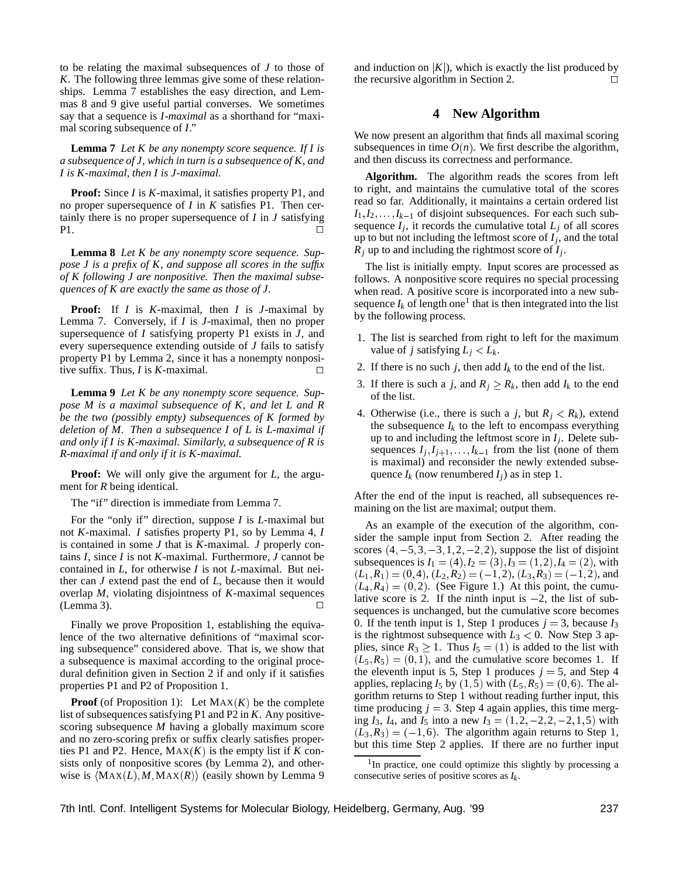to be relating the maximal subsequences of $J$ to those of $K$. The following three lemmas give some of these relationships. Lemma 7 establishes the easy direction, and Lemmas 8 and 9 give useful partial converses. We sometimes say that a sequence is *I-maximal* as a shorthand for "maximal scoring subsequence of $I$."

**Lemma 7** *Let $K$ be any nonempty score sequence. If $I$ is a subsequence of $J$, which in turn is a subsequence of $K$, and $I$ is $K$-maximal, then $I$ is $J$-maximal.*

**Proof:** Since $I$ is $K$-maximal, it satisfies property P1, and no proper supersequence of $I$ in $K$ satisfies P1. Then certainly there is no proper supersequence of $I$ in $J$ satisfying P1. □

**Lemma 8** *Let $K$ be any nonempty score sequence. Suppose $J$ is a prefix of $K$, and suppose all scores in the suffix of $K$ following $J$ are nonpositive. Then the maximal subsequences of $K$ are exactly the same as those of $J$.*

**Proof:** If $I$ is $K$-maximal, then $I$ is $J$-maximal by Lemma 7. Conversely, if $I$ is $J$-maximal, then no proper supersequence of $I$ satisfying property P1 exists in $J$, and every supersequence extending outside of $J$ fails to satisfy property P1 by Lemma 2, since it has a nonempty nonpositive suffix. Thus, $I$ is $K$-maximal. □

**Lemma 9** *Let $K$ be any nonempty score sequence. Suppose $M$ is a maximal subsequence of $K$, and let $L$ and $R$ be the two (possibly empty) subsequences of $K$ formed by deletion of $M$. Then a subsequence $I$ of $L$ is $L$-maximal if and only if $I$ is $K$-maximal. Similarly, a subsequence of $R$ is $R$-maximal if and only if it is $K$-maximal.*

**Proof:** We will only give the argument for $L$, the argument for $R$ being identical.

The "if" direction is immediate from Lemma 7.

For the "only if" direction, suppose $I$ is $L$-maximal but not $K$-maximal. $I$ satisfies property P1, so by Lemma 4, $I$ is contained in some $J$ that is $K$-maximal. $J$ properly contains $I$, since $I$ is not $K$-maximal. Furthermore, $J$ cannot be contained in $L$, for otherwise $I$ is not $L$-maximal. But neither can $J$ extend past the end of $L$, because then it would overlap $M$, violating disjointness of $K$-maximal sequences (Lemma 3). □

Finally we prove Proposition 1, establishing the equivalence of the two alternative definitions of "maximal scoring subsequence" considered above. That is, we show that a subsequence is maximal according to the original procedural definition given in Section 2 if and only if it satisfies properties P1 and P2 of Proposition 1.

**Proof** (of Proposition 1): Let $\textsc{Max}(K)$ be the complete list of subsequences satisfying P1 and P2 in $K$. Any positive-scoring subsequence $M$ having a globally maximum score and no zero-scoring prefix or suffix clearly satisfies properties P1 and P2. Hence, $\textsc{Max}(K)$ is the empty list if $K$ consists only of nonpositive scores (by Lemma 2), and otherwise is $\langle \textsc{Max}(L), M, \textsc{Max}(R) \rangle$ (easily shown by Lemma 9 and induction on $|K|$), which is exactly the list produced by the recursive algorithm in Section 2. □

## 4 New Algorithm

We now present an algorithm that finds all maximal scoring subsequences in time $O(n)$. We first describe the algorithm, and then discuss its correctness and performance.

**Algorithm.** The algorithm reads the scores from left to right, and maintains the cumulative total of the scores read so far. Additionally, it maintains a certain ordered list $I_1, I_2, \ldots, I_{k-1}$ of disjoint subsequences. For each such subsequence $I_j$, it records the cumulative total $L_j$ of all scores up to but not including the leftmost score of $I_j$, and the total $R_j$ up to and including the rightmost score of $I_j$.

The list is initially empty. Input scores are processed as follows. A nonpositive score requires no special processing when read. A positive score is incorporated into a new subsequence $I_k$ of length one[1] that is then integrated into the list by the following process.

1. The list is searched from right to left for the maximum value of $j$ satisfying $L_j < L_k$.
2. If there is no such $j$, then add $I_k$ to the end of the list.
3. If there is such a $j$, and $R_j \geq R_k$, then add $I_k$ to the end of the list.
4. Otherwise (i.e., there is such a $j$, but $R_j < R_k$), extend the subsequence $I_k$ to the left to encompass everything up to and including the leftmost score in $I_j$. Delete subsequences $I_j, I_{j+1}, \ldots, I_{k-1}$ from the list (none of them is maximal) and reconsider the newly extended subsequence $I_k$ (now renumbered $I_j$) as in step 1.

After the end of the input is reached, all subsequences remaining on the list are maximal; output them.

As an example of the execution of the algorithm, consider the sample input from Section 2. After reading the scores $(4, -5, 3, -3, 1, 2, -2, 2)$, suppose the list of disjoint subsequences is $I_1 = (4), I_2 = (3), I_3 = (1, 2), I_4 = (2)$, with $(L_1, R_1) = (0, 4)$, $(L_2, R_2) = (-1, 2)$, $(L_3, R_3) = (-1, 2)$, and $(L_4, R_4) = (0, 2)$. (See Figure 1.) At this point, the cumulative score is 2. If the ninth input is $-2$, the list of subsequences is unchanged, but the cumulative score becomes 0. If the tenth input is 1, Step 1 produces $j = 3$, because $I_3$ is the rightmost subsequence with $L_3 < 0$. Now Step 3 applies, since $R_3 \geq 1$. Thus $I_5 = (1)$ is added to the list with $(L_5, R_5) = (0, 1)$, and the cumulative score becomes 1. If the eleventh input is 5, Step 1 produces $j = 5$, and Step 4 applies, replacing $I_5$ by $(1, 5)$ with $(L_5, R_5) = (0, 6)$. The algorithm returns to Step 1 without reading further input, this time producing $j = 3$. Step 4 again applies, this time merging $I_3$, $I_4$, and $I_5$ into a new $I_3 = (1, 2, -2, 2, -2, 1, 5)$ with $(L_3, R_3) = (-1, 6)$. The algorithm again returns to Step 1, but this time Step 2 applies. If there are no further input

[1] In practice, one could optimize this slightly by processing a consecutive series of positive scores as $I_k$.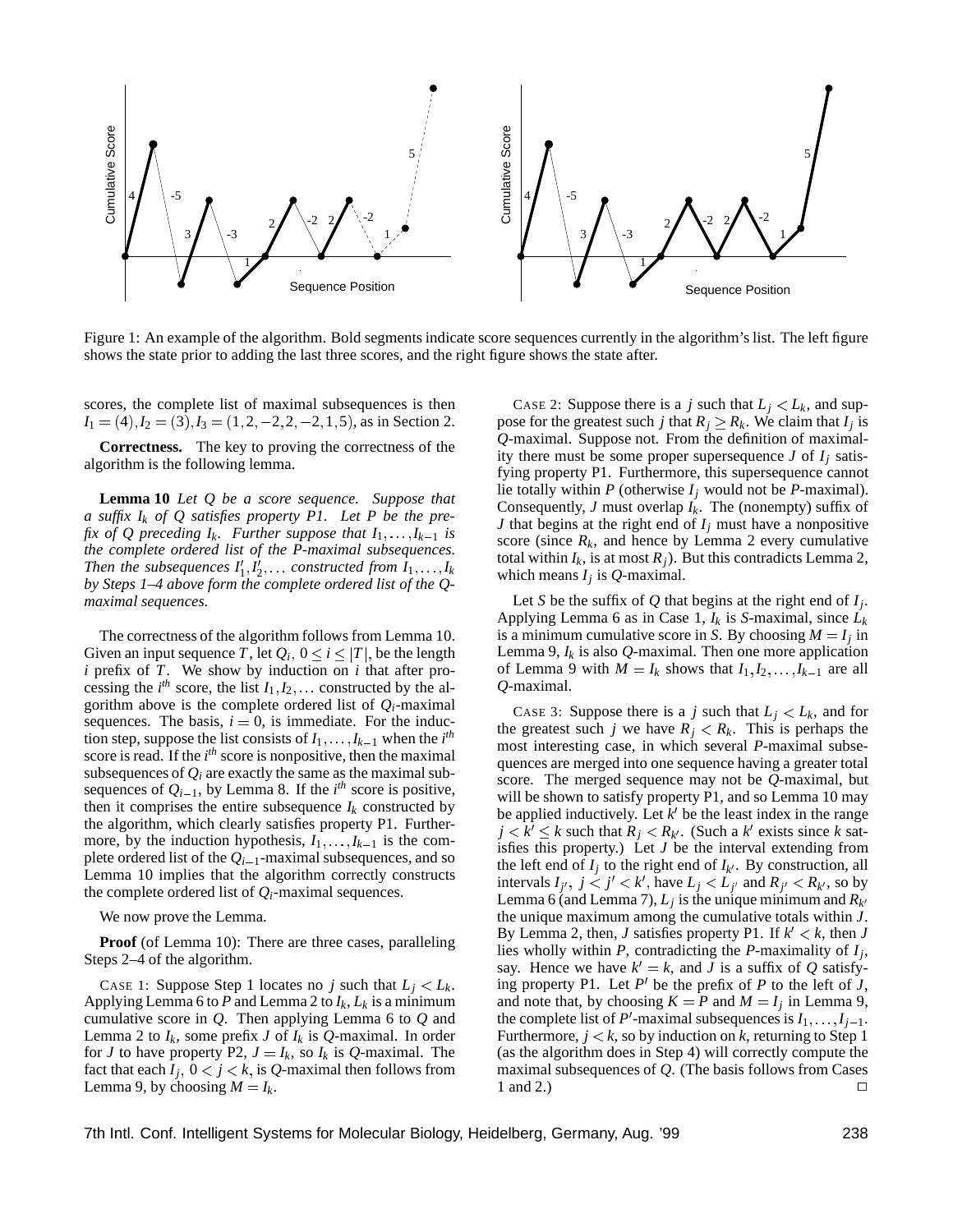Figure 1: An example of the algorithm. Bold segments indicate score sequences currently in the algorithm's list. The left figure shows the state prior to adding the last three scores, and the right figure shows the state after.

scores, the complete list of maximal subsequences is then $I_1 = (4), I_2 = (3), I_3 = (1,2,-2,2,-2,1,5)$, as in Section 2.

**Correctness.** The key to proving the correctness of the algorithm is the following lemma.

**Lemma 10** *Let $Q$ be a score sequence. Suppose that a suffix $I_k$ of $Q$ satisfies property P1. Let $P$ be the prefix of $Q$ preceding $I_k$. Further suppose that $I_1, \ldots, I_{k-1}$ is the complete ordered list of the $P$-maximal subsequences. Then the subsequences $I'_1, I'_2, \ldots$ constructed from $I_1, \ldots, I_k$ by Steps 1–4 above form the complete ordered list of the $Q$-maximal sequences.*

The correctness of the algorithm follows from Lemma 10. Given an input sequence $T$, let $Q_i$, $0 \le i \le |T|$, be the length $i$ prefix of $T$. We show by induction on $i$ that after processing the $i^{th}$ score, the list $I_1, I_2, \ldots$ constructed by the algorithm above is the complete ordered list of $Q_i$-maximal sequences. The basis, $i = 0$, is immediate. For the induction step, suppose the list consists of $I_1, \ldots, I_{k-1}$ when the $i^{th}$ score is read. If the $i^{th}$ score is nonpositive, then the maximal subsequences of $Q_i$ are exactly the same as the maximal subsequences of $Q_{i-1}$, by Lemma 8. If the $i^{th}$ score is positive, then it comprises the entire subsequence $I_k$ constructed by the algorithm, which clearly satisfies property P1. Furthermore, by the induction hypothesis, $I_1, \ldots, I_{k-1}$ is the complete ordered list of the $Q_{i-1}$-maximal subsequences, and so Lemma 10 implies that the algorithm correctly constructs the complete ordered list of $Q_i$-maximal sequences.

We now prove the Lemma.

**Proof** (of Lemma 10): There are three cases, paralleling Steps 2–4 of the algorithm.

CASE 1: Suppose Step 1 locates no $j$ such that $L_j < L_k$. Applying Lemma 6 to $P$ and Lemma 2 to $I_k$, $L_k$ is a minimum cumulative score in $Q$. Then applying Lemma 6 to $Q$ and Lemma 2 to $I_k$, some prefix $J$ of $I_k$ is $Q$-maximal. In order for $J$ to have property P2, $J = I_k$, so $I_k$ is $Q$-maximal. The fact that each $I_j$, $0 < j < k$, is $Q$-maximal then follows from Lemma 9, by choosing $M = I_k$.

CASE 2: Suppose there is a $j$ such that $L_j < L_k$, and suppose for the greatest such $j$ that $R_j \ge R_k$. We claim that $I_j$ is $Q$-maximal. Suppose not. From the definition of maximality there must be some proper supersequence $J$ of $I_j$ satisfying property P1. Furthermore, this supersequence cannot lie totally within $P$ (otherwise $I_j$ would not be $P$-maximal). Consequently, $J$ must overlap $I_k$. The (nonempty) suffix of $J$ that begins at the right end of $I_j$ must have a nonpositive score (since $R_k$, and hence by Lemma 2 every cumulative total within $I_k$, is at most $R_j$). But this contradicts Lemma 2, which means $I_j$ is $Q$-maximal.

Let $S$ be the suffix of $Q$ that begins at the right end of $I_j$. Applying Lemma 6 as in Case 1, $I_k$ is $S$-maximal, since $L_k$ is a minimum cumulative score in $S$. By choosing $M = I_j$ in Lemma 9, $I_k$ is also $Q$-maximal. Then one more application of Lemma 9 with $M = I_k$ shows that $I_1, I_2, \ldots, I_{k-1}$ are all $Q$-maximal.

CASE 3: Suppose there is a $j$ such that $L_j < L_k$, and for the greatest such $j$ we have $R_j < R_k$. This is perhaps the most interesting case, in which several $P$-maximal subsequences are merged into one sequence having a greater total score. The merged sequence may not be $Q$-maximal, but will be shown to satisfy property P1, and so Lemma 10 may be applied inductively. Let $k'$ be the least index in the range $j < k' \le k$ such that $R_j < R_{k'}$. (Such a $k'$ exists since $k$ satisfies this property.) Let $J$ be the interval extending from the left end of $I_j$ to the right end of $I_{k'}$. By construction, all intervals $I_{j'}$, $j < j' < k'$, have $L_j < L_{j'}$ and $R_{j'} < R_{k'}$, so by Lemma 6 (and Lemma 7), $L_j$ is the unique minimum and $R_{k'}$ the unique maximum among the cumulative totals within $J$. By Lemma 2, then, $J$ satisfies property P1. If $k' < k$, then $J$ lies wholly within $P$, contradicting the $P$-maximality of $I_j$, say. Hence we have $k' = k$, and $J$ is a suffix of $Q$ satisfying property P1. Let $P'$ be the prefix of $P$ to the left of $J$, and note that, by choosing $K = P$ and $M = I_j$ in Lemma 9, the complete list of $P'$-maximal subsequences is $I_1, \ldots, I_{j-1}$. Furthermore, $j < k$, so by induction on $k$, returning to Step 1 (as the algorithm does in Step 4) will correctly compute the maximal subsequences of $Q$. (The basis follows from Cases 1 and 2.) $\square$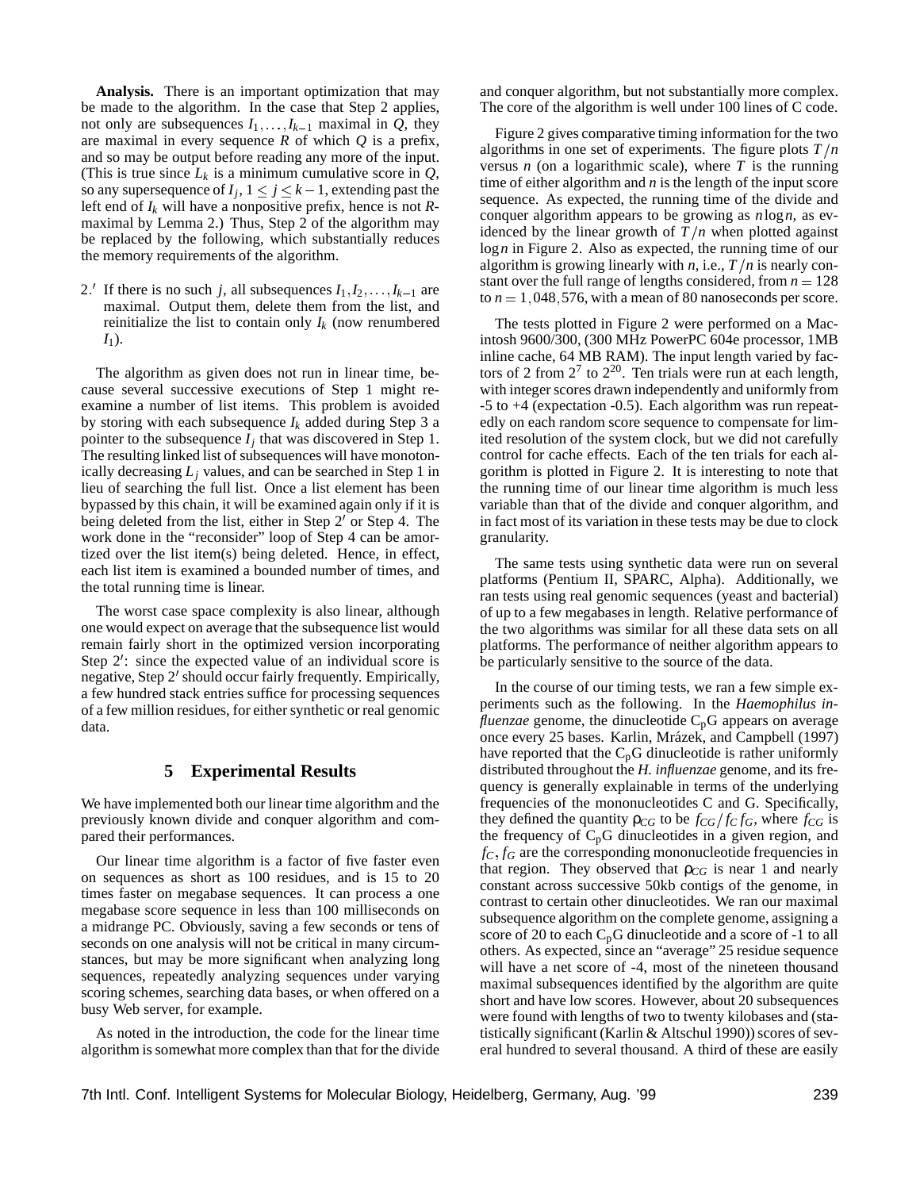**Analysis.** There is an important optimization that may be made to the algorithm. In the case that Step 2 applies, not only are subsequences $I_1, \ldots, I_{k-1}$ maximal in $Q$, they are maximal in every sequence $R$ of which $Q$ is a prefix, and so may be output before reading any more of the input. (This is true since $L_k$ is a minimum cumulative score in $Q$, so any supersequence of $I_j$, $1 \leq j \leq k-1$, extending past the left end of $I_k$ will have a nonpositive prefix, hence is not $R$-maximal by Lemma 2.) Thus, Step 2 of the algorithm may be replaced by the following, which substantially reduces the memory requirements of the algorithm.

2.′ If there is no such $j$, all subsequences $I_1, I_2, \ldots, I_{k-1}$ are maximal. Output them, delete them from the list, and reinitialize the list to contain only $I_k$ (now renumbered $I_1$).

The algorithm as given does not run in linear time, because several successive executions of Step 1 might reexamine a number of list items. This problem is avoided by storing with each subsequence $I_k$ added during Step 3 a pointer to the subsequence $I_j$ that was discovered in Step 1. The resulting linked list of subsequences will have monotonically decreasing $L_j$ values, and can be searched in Step 1 in lieu of searching the full list. Once a list element has been bypassed by this chain, it will be examined again only if it is being deleted from the list, either in Step 2′ or Step 4. The work done in the "reconsider" loop of Step 4 can be amortized over the list item(s) being deleted. Hence, in effect, each list item is examined a bounded number of times, and the total running time is linear.

The worst case space complexity is also linear, although one would expect on average that the subsequence list would remain fairly short in the optimized version incorporating Step 2′: since the expected value of an individual score is negative, Step 2′ should occur fairly frequently. Empirically, a few hundred stack entries suffice for processing sequences of a few million residues, for either synthetic or real genomic data.

## 5 Experimental Results

We have implemented both our linear time algorithm and the previously known divide and conquer algorithm and compared their performances.

Our linear time algorithm is a factor of five faster even on sequences as short as 100 residues, and is 15 to 20 times faster on megabase sequences. It can process a one megabase score sequence in less than 100 milliseconds on a midrange PC. Obviously, saving a few seconds or tens of seconds on one analysis will not be critical in many circumstances, but may be more significant when analyzing long sequences, repeatedly analyzing sequences under varying scoring schemes, searching data bases, or when offered on a busy Web server, for example.

As noted in the introduction, the code for the linear time algorithm is somewhat more complex than that for the divide and conquer algorithm, but not substantially more complex. The core of the algorithm is well under 100 lines of C code.

Figure 2 gives comparative timing information for the two algorithms in one set of experiments. The figure plots $T/n$ versus $n$ (on a logarithmic scale), where $T$ is the running time of either algorithm and $n$ is the length of the input score sequence. As expected, the running time of the divide and conquer algorithm appears to be growing as $n \log n$, as evidenced by the linear growth of $T/n$ when plotted against $\log n$ in Figure 2. Also as expected, the running time of our algorithm is growing linearly with $n$, i.e., $T/n$ is nearly constant over the full range of lengths considered, from $n = 128$ to $n = 1,048,576$, with a mean of 80 nanoseconds per score.

The tests plotted in Figure 2 were performed on a Macintosh 9600/300, (300 MHz PowerPC 604e processor, 1MB inline cache, 64 MB RAM). The input length varied by factors of 2 from $2^7$ to $2^{20}$. Ten trials were run at each length, with integer scores drawn independently and uniformly from -5 to +4 (expectation -0.5). Each algorithm was run repeatedly on each random score sequence to compensate for limited resolution of the system clock, but we did not carefully control for cache effects. Each of the ten trials for each algorithm is plotted in Figure 2. It is interesting to note that the running time of our linear time algorithm is much less variable than that of the divide and conquer algorithm, and in fact most of its variation in these tests may be due to clock granularity.

The same tests using synthetic data were run on several platforms (Pentium II, SPARC, Alpha). Additionally, we ran tests using real genomic sequences (yeast and bacterial) of up to a few megabases in length. Relative performance of the two algorithms was similar for all these data sets on all platforms. The performance of neither algorithm appears to be particularly sensitive to the source of the data.

In the course of our timing tests, we ran a few simple experiments such as the following. In the *Haemophilus influenzae* genome, the dinucleotide $C_pG$ appears on average once every 25 bases. Karlin, Mrázek, and Campbell (1997) have reported that the $C_pG$ dinucleotide is rather uniformly distributed throughout the *H. influenzae* genome, and its frequency is generally explainable in terms of the underlying frequencies of the mononucleotides C and G. Specifically, they defined the quantity $\rho_{CG}$ to be $f_{CG}/f_C f_G$, where $f_{CG}$ is the frequency of $C_pG$ dinucleotides in a given region, and $f_C, f_G$ are the corresponding mononucleotide frequencies in that region. They observed that $\rho_{CG}$ is near 1 and nearly constant across successive 50kb contigs of the genome, in contrast to certain other dinucleotides. We ran our maximal subsequence algorithm on the complete genome, assigning a score of 20 to each $C_pG$ dinucleotide and a score of -1 to all others. As expected, since an "average" 25 residue sequence will have a net score of -4, most of the nineteen thousand maximal subsequences identified by the algorithm are quite short and have low scores. However, about 20 subsequences were found with lengths of two to twenty kilobases and (statistically significant (Karlin & Altschul 1990)) scores of several hundred to several thousand. A third of these are easily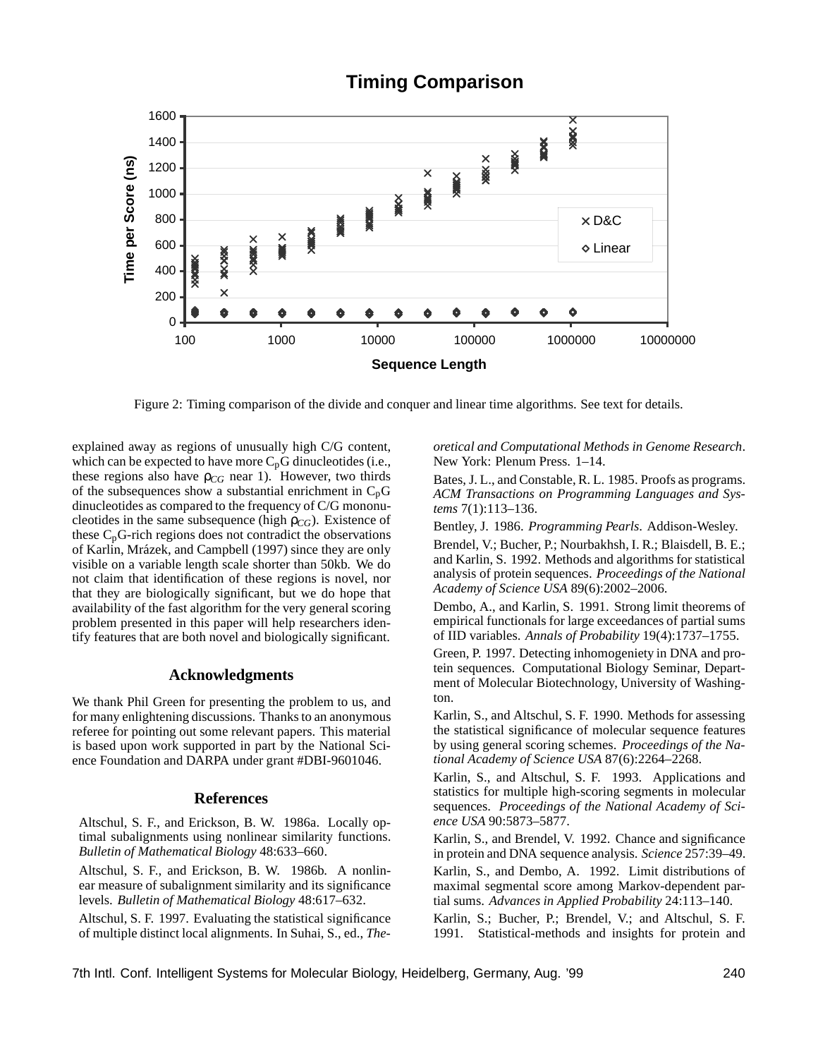Figure 2: Timing comparison of the divide and conquer and linear time algorithms. See text for details.

explained away as regions of unusually high C/G content, which can be expected to have more $C_pG$ dinucleotides (i.e., these regions also have $\rho_{CG}$ near 1). However, two thirds of the subsequences show a substantial enrichment in $C_pG$ dinucleotides as compared to the frequency of C/G mononucleotides in the same subsequence (high $\rho_{CG}$). Existence of these $C_pG$-rich regions does not contradict the observations of Karlin, Mrázek, and Campbell (1997) since they are only visible on a variable length scale shorter than 50kb. We do not claim that identification of these regions is novel, nor that they are biologically significant, but we do hope that availability of the fast algorithm for the very general scoring problem presented in this paper will help researchers identify features that are both novel and biologically significant.

## Acknowledgments

We thank Phil Green for presenting the problem to us, and for many enlightening discussions. Thanks to an anonymous referee for pointing out some relevant papers. This material is based upon work supported in part by the National Science Foundation and DARPA under grant #DBI-9601046.

## References

Altschul, S. F., and Erickson, B. W. 1986a. Locally optimal subalignments using nonlinear similarity functions. *Bulletin of Mathematical Biology* 48:633–660.

Altschul, S. F., and Erickson, B. W. 1986b. A nonlinear measure of subalignment similarity and its significance levels. *Bulletin of Mathematical Biology* 48:617–632.

Altschul, S. F. 1997. Evaluating the statistical significance of multiple distinct local alignments. In Suhai, S., ed., *Theoretical and Computational Methods in Genome Research*. New York: Plenum Press. 1–14.

Bates, J. L., and Constable, R. L. 1985. Proofs as programs. *ACM Transactions on Programming Languages and Systems* 7(1):113–136.

Bentley, J. 1986. *Programming Pearls*. Addison-Wesley.

Brendel, V.; Bucher, P.; Nourbakhsh, I. R.; Blaisdell, B. E.; and Karlin, S. 1992. Methods and algorithms for statistical analysis of protein sequences. *Proceedings of the National Academy of Science USA* 89(6):2002–2006.

Dembo, A., and Karlin, S. 1991. Strong limit theorems of empirical functionals for large exceedances of partial sums of IID variables. *Annals of Probability* 19(4):1737–1755.

Green, P. 1997. Detecting inhomogeniety in DNA and protein sequences. Computational Biology Seminar, Department of Molecular Biotechnology, University of Washington.

Karlin, S., and Altschul, S. F. 1990. Methods for assessing the statistical significance of molecular sequence features by using general scoring schemes. *Proceedings of the National Academy of Science USA* 87(6):2264–2268.

Karlin, S., and Altschul, S. F. 1993. Applications and statistics for multiple high-scoring segments in molecular sequences. *Proceedings of the National Academy of Science USA* 90:5873–5877.

Karlin, S., and Brendel, V. 1992. Chance and significance in protein and DNA sequence analysis. *Science* 257:39–49.

Karlin, S., and Dembo, A. 1992. Limit distributions of maximal segmental score among Markov-dependent partial sums. *Advances in Applied Probability* 24:113–140.

Karlin, S.; Bucher, P.; Brendel, V.; and Altschul, S. F. 1991. Statistical-methods and insights for protein and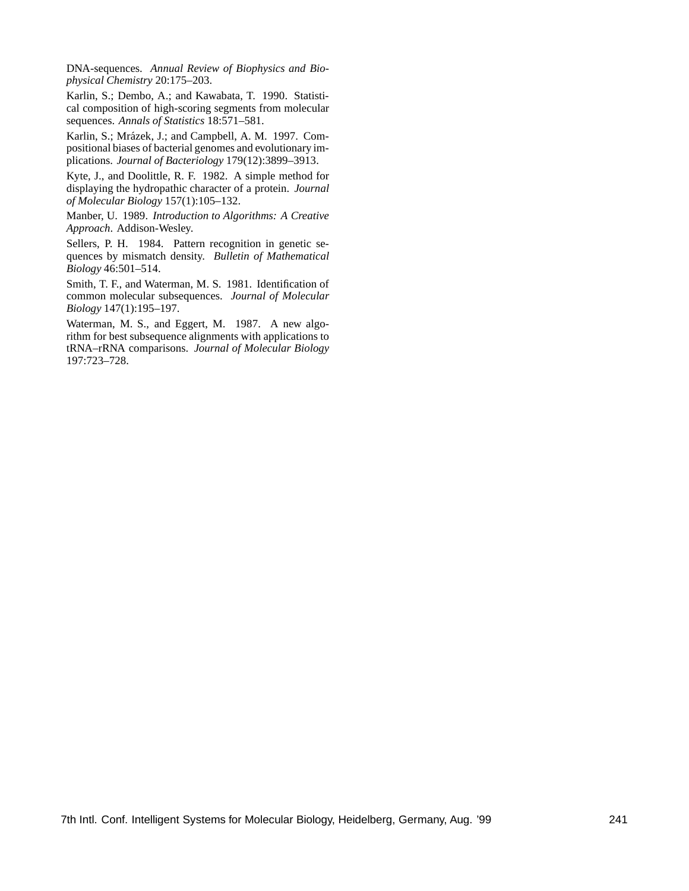DNA-sequences. *Annual Review of Biophysics and Biophysical Chemistry* 20:175–203.

Karlin, S.; Dembo, A.; and Kawabata, T. 1990. Statistical composition of high-scoring segments from molecular sequences. *Annals of Statistics* 18:571–581.

Karlin, S.; Mrázek, J.; and Campbell, A. M. 1997. Compositional biases of bacterial genomes and evolutionary implications. *Journal of Bacteriology* 179(12):3899–3913.

Kyte, J., and Doolittle, R. F. 1982. A simple method for displaying the hydropathic character of a protein. *Journal of Molecular Biology* 157(1):105–132.

Manber, U. 1989. *Introduction to Algorithms: A Creative Approach*. Addison-Wesley.

Sellers, P. H. 1984. Pattern recognition in genetic sequences by mismatch density. *Bulletin of Mathematical Biology* 46:501–514.

Smith, T. F., and Waterman, M. S. 1981. Identification of common molecular subsequences. *Journal of Molecular Biology* 147(1):195–197.

Waterman, M. S., and Eggert, M. 1987. A new algorithm for best subsequence alignments with applications to tRNA–rRNA comparisons. *Journal of Molecular Biology* 197:723–728.